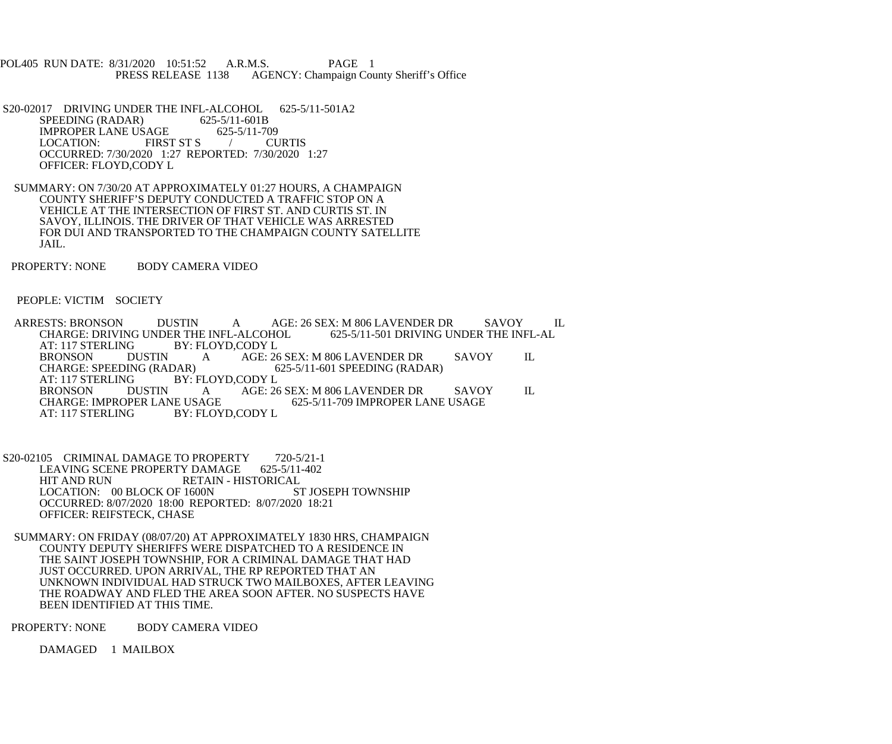POL405 RUN DATE: 8/31/2020 10:51:52 A.R.M.S. PAGE 1
PRESS RELEASE 1138 AGENCY: Champaign County Sheriff's Office

S20-02017 DRIVING UNDER THE INFL-ALCOHOL 625-5/11-501A2
SPEEDING (RADAR) 625-5/11-601B
IMPROPER LANE USAGE 625-5/11-709
LOCATION: FIRST ST S / CURTIS
OCCURRED: 7/30/2020 1:27 REPORTED: 7/30/2020 1:27
OFFICER: FLOYD,CODY L

SUMMARY: ON 7/30/20 AT APPROXIMATELY 01:27 HOURS, A CHAMPAIGN COUNTY SHERIFF'S DEPUTY CONDUCTED A TRAFFIC STOP ON A VEHICLE AT THE INTERSECTION OF FIRST ST. AND CURTIS ST. IN SAVOY, ILLINOIS. THE DRIVER OF THAT VEHICLE WAS ARRESTED FOR DUI AND TRANSPORTED TO THE CHAMPAIGN COUNTY SATELLITE JAIL.

PROPERTY: NONE BODY CAMERA VIDEO

PEOPLE: VICTIM SOCIETY

ARRESTS: BRONSON DUSTIN A AGE: 26 SEX: M 806 LAVENDER DR SAVOY IL
CHARGE: DRIVING UNDER THE INFL-ALCOHOL 625-5/11-501 DRIVING UNDER THE INFL-AL
AT: 117 STERLING BY: FLOYD,CODY L
BRONSON DUSTIN A AGE: 26 SEX: M 806 LAVENDER DR SAVOY IL
CHARGE: SPEEDING (RADAR) 625-5/11-601 SPEEDING (RADAR)
AT: 117 STERLING BY: FLOYD,CODY L
BRONSON DUSTIN A AGE: 26 SEX: M 806 LAVENDER DR SAVOY IL
CHARGE: IMPROPER LANE USAGE 625-5/11-709 IMPROPER LANE USAGE
AT: 117 STERLING BY: FLOYD,CODY L

S20-02105 CRIMINAL DAMAGE TO PROPERTY 720-5/21-1
LEAVING SCENE PROPERTY DAMAGE 625-5/11-402
HIT AND RUN RETAIN - HISTORICAL
LOCATION: 00 BLOCK OF 1600N ST JOSEPH TOWNSHIP
OCCURRED: 8/07/2020 18:00 REPORTED: 8/07/2020 18:21
OFFICER: REIFSTECK, CHASE

SUMMARY: ON FRIDAY (08/07/20) AT APPROXIMATELY 1830 HRS, CHAMPAIGN COUNTY DEPUTY SHERIFFS WERE DISPATCHED TO A RESIDENCE IN THE SAINT JOSEPH TOWNSHIP, FOR A CRIMINAL DAMAGE THAT HAD JUST OCCURRED. UPON ARRIVAL, THE RP REPORTED THAT AN UNKNOWN INDIVIDUAL HAD STRUCK TWO MAILBOXES, AFTER LEAVING THE ROADWAY AND FLED THE AREA SOON AFTER. NO SUSPECTS HAVE BEEN IDENTIFIED AT THIS TIME.

PROPERTY: NONE BODY CAMERA VIDEO

DAMAGED 1 MAILBOX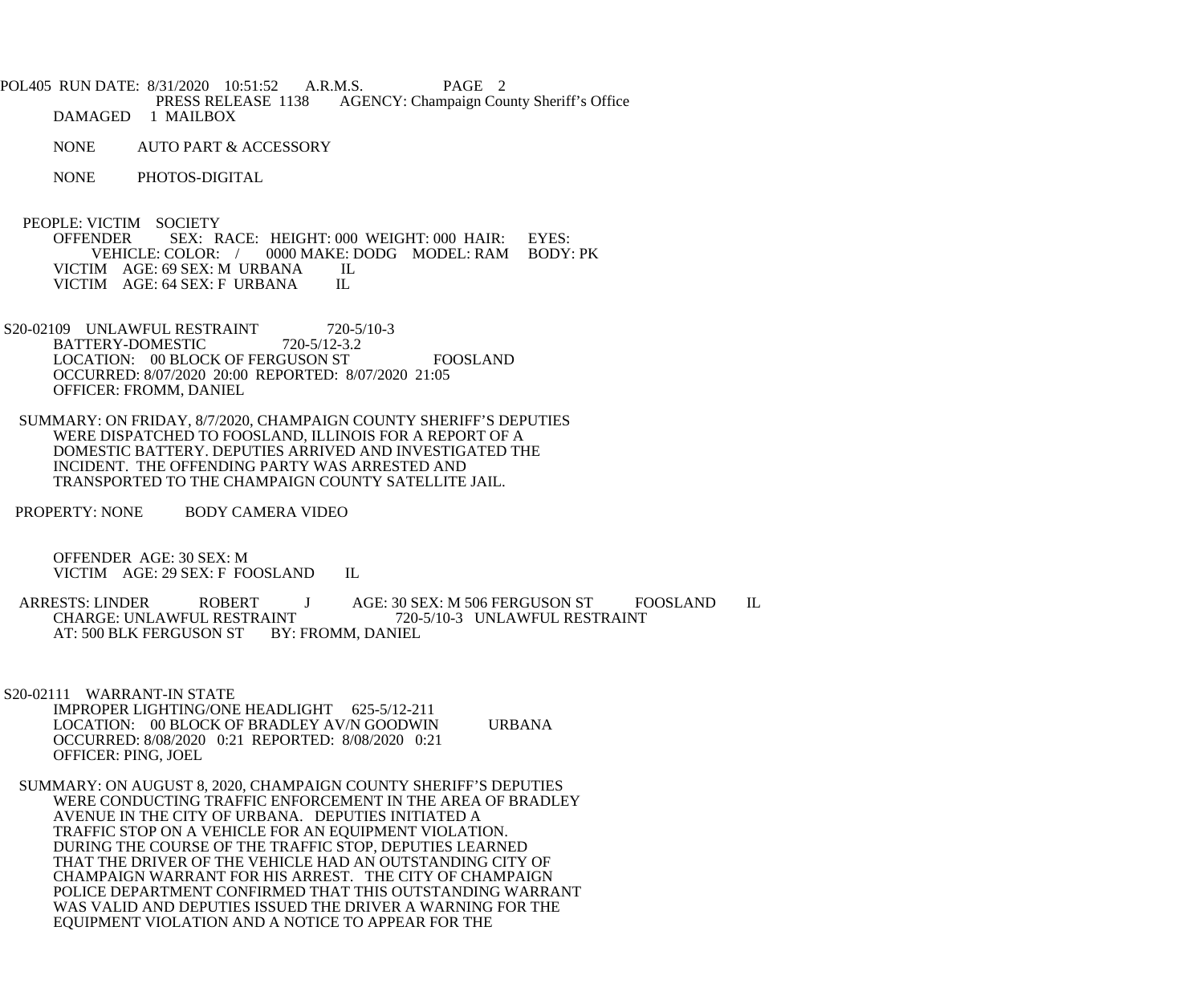DAMAGED 1 MAILBOX

NONE AUTO PART & ACCESSORY

NONE PHOTOS-DIGITAL

PEOPLE: VICTIM SOCIETY
OFFENDER SEX: RACE: HEIGHT: 000 WEIGHT: 000 HAIR: EYES:
VEHICLE: COLOR: / 0000 MAKE: DODG MODEL: RAM BODY: PK
VICTIM AGE: 69 SEX: M URBANA IL
VICTIM AGE: 64 SEX: F URBANA IL

S20-02109 UNLAWFUL RESTRAINT 720-5/10-3
BATTERY-DOMESTIC 720-5/12-3.2
LOCATION: 00 BLOCK OF FERGUSON ST FOOSLAND
OCCURRED: 8/07/2020 20:00 REPORTED: 8/07/2020 21:05
OFFICER: FROMM, DANIEL

SUMMARY: ON FRIDAY, 8/7/2020, CHAMPAIGN COUNTY SHERIFF'S DEPUTIES WERE DISPATCHED TO FOOSLAND, ILLINOIS FOR A REPORT OF A DOMESTIC BATTERY. DEPUTIES ARRIVED AND INVESTIGATED THE INCIDENT. THE OFFENDING PARTY WAS ARRESTED AND TRANSPORTED TO THE CHAMPAIGN COUNTY SATELLITE JAIL.

PROPERTY: NONE BODY CAMERA VIDEO

OFFENDER AGE: 30 SEX: M
VICTIM AGE: 29 SEX: F FOOSLAND IL

ARRESTS: LINDER ROBERT J AGE: 30 SEX: M 506 FERGUSON ST FOOSLAND IL
CHARGE: UNLAWFUL RESTRAINT 720-5/10-3 UNLAWFUL RESTRAINT
AT: 500 BLK FERGUSON ST BY: FROMM, DANIEL

S20-02111 WARRANT-IN STATE
IMPROPER LIGHTING/ONE HEADLIGHT 625-5/12-211
LOCATION: 00 BLOCK OF BRADLEY AV/N GOODWIN URBANA
OCCURRED: 8/08/2020 0:21 REPORTED: 8/08/2020 0:21
OFFICER: PING, JOEL

SUMMARY: ON AUGUST 8, 2020, CHAMPAIGN COUNTY SHERIFF'S DEPUTIES WERE CONDUCTING TRAFFIC ENFORCEMENT IN THE AREA OF BRADLEY AVENUE IN THE CITY OF URBANA. DEPUTIES INITIATED A TRAFFIC STOP ON A VEHICLE FOR AN EQUIPMENT VIOLATION. DURING THE COURSE OF THE TRAFFIC STOP, DEPUTIES LEARNED THAT THE DRIVER OF THE VEHICLE HAD AN OUTSTANDING CITY OF CHAMPAIGN WARRANT FOR HIS ARREST. THE CITY OF CHAMPAIGN POLICE DEPARTMENT CONFIRMED THAT THIS OUTSTANDING WARRANT WAS VALID AND DEPUTIES ISSUED THE DRIVER A WARNING FOR THE EQUIPMENT VIOLATION AND A NOTICE TO APPEAR FOR THE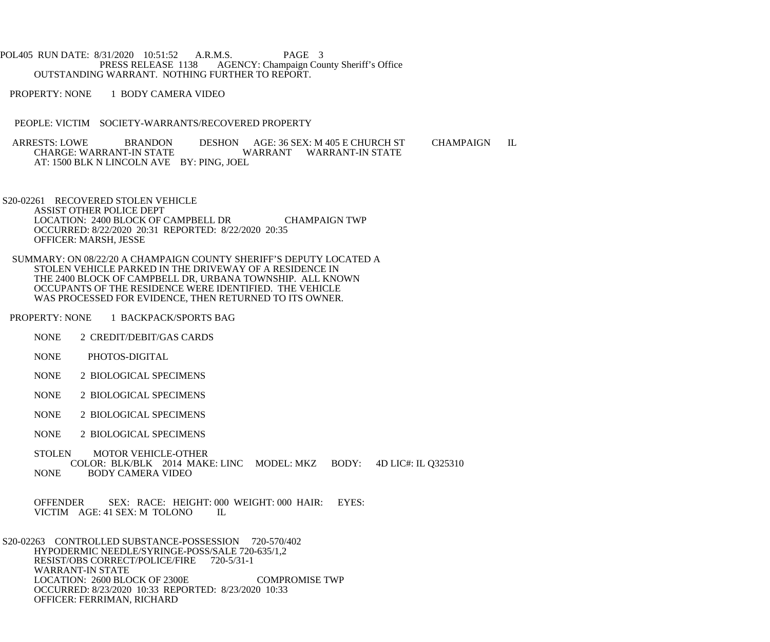OUTSTANDING WARRANT. NOTHING FURTHER TO REPORT.

PROPERTY: NONE 1 BODY CAMERA VIDEO

PEOPLE: VICTIM SOCIETY-WARRANTS/RECOVERED PROPERTY

ARRESTS: LOWE BRANDON DESHON AGE: 36 SEX: M 405 E CHURCH ST CHAMPAIGN IL
CHARGE: WARRANT-IN STATE WARRANT WARRANT-IN STATE
AT: 1500 BLK N LINCOLN AVE BY: PING, JOEL

S20-02261 RECOVERED STOLEN VEHICLE
ASSIST OTHER POLICE DEPT
LOCATION: 2400 BLOCK OF CAMPBELL DR CHAMPAIGN TWP
OCCURRED: 8/22/2020 20:31 REPORTED: 8/22/2020 20:35
OFFICER: MARSH, JESSE

SUMMARY: ON 08/22/20 A CHAMPAIGN COUNTY SHERIFF'S DEPUTY LOCATED A STOLEN VEHICLE PARKED IN THE DRIVEWAY OF A RESIDENCE IN THE 2400 BLOCK OF CAMPBELL DR, URBANA TOWNSHIP. ALL KNOWN OCCUPANTS OF THE RESIDENCE WERE IDENTIFIED. THE VEHICLE WAS PROCESSED FOR EVIDENCE, THEN RETURNED TO ITS OWNER.

PROPERTY: NONE 1 BACKPACK/SPORTS BAG

NONE 2 CREDIT/DEBIT/GAS CARDS

NONE PHOTOS-DIGITAL

NONE 2 BIOLOGICAL SPECIMENS

NONE 2 BIOLOGICAL SPECIMENS

NONE 2 BIOLOGICAL SPECIMENS

NONE 2 BIOLOGICAL SPECIMENS

STOLEN MOTOR VEHICLE-OTHER
COLOR: BLK/BLK 2014 MAKE: LINC MODEL: MKZ BODY: 4D LIC#: IL Q325310
NONE BODY CAMERA VIDEO

OFFENDER SEX: RACE: HEIGHT: 000 WEIGHT: 000 HAIR: EYES:
VICTIM AGE: 41 SEX: M TOLONO IL

S20-02263 CONTROLLED SUBSTANCE-POSSESSION 720-570/402
HYPODERMIC NEEDLE/SYRINGE-POSS/SALE 720-635/1,2
RESIST/OBS CORRECT/POLICE/FIRE 720-5/31-1
WARRANT-IN STATE
LOCATION: 2600 BLOCK OF 2300E COMPROMISE TWP
OCCURRED: 8/23/2020 10:33 REPORTED: 8/23/2020 10:33
OFFICER: FERRIMAN, RICHARD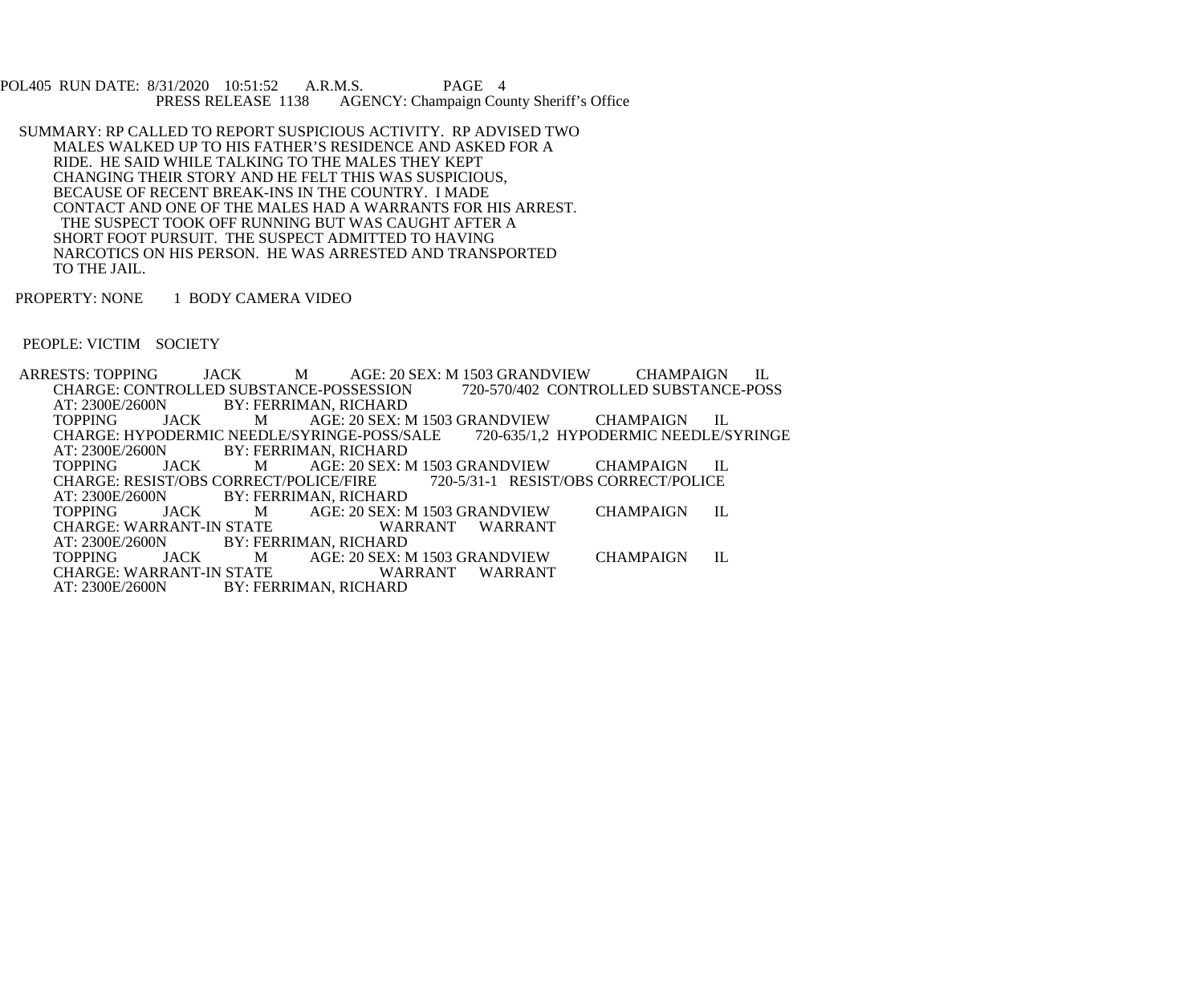POL405 RUN DATE: 8/31/2020 10:51:52 A.R.M.S. PAGE 4
PRESS RELEASE 1138 AGENCY: Champaign County Sheriff's Office

SUMMARY: RP CALLED TO REPORT SUSPICIOUS ACTIVITY. RP ADVISED TWO MALES WALKED UP TO HIS FATHER'S RESIDENCE AND ASKED FOR A RIDE. HE SAID WHILE TALKING TO THE MALES THEY KEPT CHANGING THEIR STORY AND HE FELT THIS WAS SUSPICIOUS, BECAUSE OF RECENT BREAK-INS IN THE COUNTRY. I MADE CONTACT AND ONE OF THE MALES HAD A WARRANTS FOR HIS ARREST. THE SUSPECT TOOK OFF RUNNING BUT WAS CAUGHT AFTER A SHORT FOOT PURSUIT. THE SUSPECT ADMITTED TO HAVING NARCOTICS ON HIS PERSON. HE WAS ARRESTED AND TRANSPORTED TO THE JAIL.

PROPERTY: NONE 1 BODY CAMERA VIDEO

PEOPLE: VICTIM SOCIETY

ARRESTS: TOPPING JACK M AGE: 20 SEX: M 1503 GRANDVIEW CHAMPAIGN IL
CHARGE: CONTROLLED SUBSTANCE-POSSESSION 720-570/402 CONTROLLED SUBSTANCE-POSS
AT: 2300E/2600N BY: FERRIMAN, RICHARD

TOPPING JACK M AGE: 20 SEX: M 1503 GRANDVIEW CHAMPAIGN IL
CHARGE: HYPODERMIC NEEDLE/SYRINGE-POSS/SALE 720-635/1,2 HYPODERMIC NEEDLE/SYRINGE
AT: 2300E/2600N BY: FERRIMAN, RICHARD

TOPPING JACK M AGE: 20 SEX: M 1503 GRANDVIEW CHAMPAIGN IL
CHARGE: RESIST/OBS CORRECT/POLICE/FIRE 720-5/31-1 RESIST/OBS CORRECT/POLICE
AT: 2300E/2600N BY: FERRIMAN, RICHARD

TOPPING JACK M AGE: 20 SEX: M 1503 GRANDVIEW CHAMPAIGN IL
CHARGE: WARRANT-IN STATE WARRANT WARRANT
AT: 2300E/2600N BY: FERRIMAN, RICHARD

TOPPING JACK M AGE: 20 SEX: M 1503 GRANDVIEW CHAMPAIGN IL
CHARGE: WARRANT-IN STATE WARRANT WARRANT
AT: 2300E/2600N BY: FERRIMAN, RICHARD